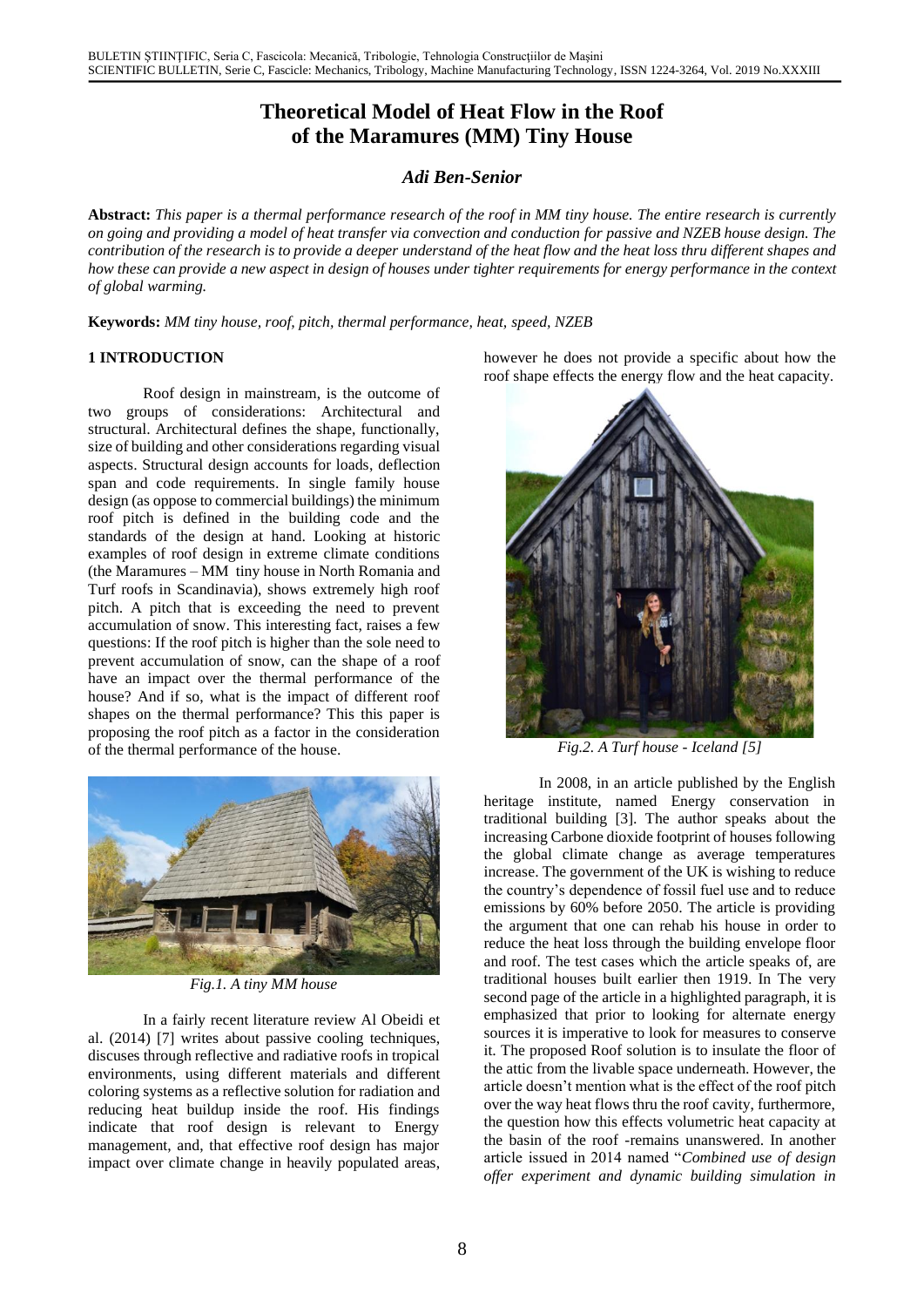# Theoretical Model of Heat Flow in the Roof of the Maramures (MM) Tiny House

### *Adi Ben-Senior*

**Abstract:** *This paper is a thermal performance research of the roof in MM tiny house. The entire research is currently on going and providing a model of heat transfer via convection and conduction for passive and NZEB house design. The contribution of the research is to provide a deeper understand of the heat flow and the heat loss thru different shapes and how these can provide a new aspect in design of houses under tighter requirements for energy performance in the context of global warming.*

**Keywords:** *MM tiny house, roof, pitch, thermal performance, heat, speed, NZEB*

## 1 INTRODUCTION

Roof design in mainstream, is the outcome of two groups of considerations: Architectural and structural. Architectural defines the shape, functionally, size of building and other considerations regarding visual aspects. Structural design accounts for loads, deflection span and code requirements. In single family house design (as oppose to commercial buildings) the minimum roof pitch is defined in the building code and the standards of the design at hand. Looking at historic examples of roof design in extreme climate conditions (the Maramures – MM tiny house in North Romania and Turf roofs in Scandinavia), shows extremely high roof pitch. A pitch that is exceeding the need to prevent accumulation of snow. This interesting fact, raises a few questions: If the roof pitch is higher than the sole need to prevent accumulation of snow, can the shape of a roof have an impact over the thermal performance of the house? And if so, what is the impact of different roof shapes on the thermal performance? This this paper is proposing the roof pitch as a factor in the consideration of the thermal performance of the house.

*Fig.1. A tiny MM house*

In a fairly recent literature review Al Obeidi et al. (2014) [7] writes about passive cooling techniques, discuses through reflective and radiative roofs in tropical environments, using different materials and different coloring systems as a reflective solution for radiation and reducing heat buildup inside the roof. His findings indicate that roof design is relevant to Energy management, and, that effective roof design has major impact over climate change in heavily populated areas, however he does not provide a specific about how the roof shape effects the energy flow and the heat capacity.

*Fig.2. A Turf house - Iceland [5]*

In 2008, in an article published by the English heritage institute, named Energy conservation in traditional building [3]. The author speaks about the increasing Carbone dioxide footprint of houses following the global climate change as average temperatures increase. The government of the UK is wishing to reduce the country's dependence of fossil fuel use and to reduce emissions by 60% before 2050. The article is providing the argument that one can rehab his house in order to reduce the heat loss through the building envelope floor and roof. The test cases which the article speaks of, are traditional houses built earlier then 1919. In The very second page of the article in a highlighted paragraph, it is emphasized that prior to looking for alternate energy sources it is imperative to look for measures to conserve it. The proposed Roof solution is to insulate the floor of the attic from the livable space underneath. However, the article doesn't mention what is the effect of the roof pitch over the way heat flows thru the roof cavity, furthermore, the question how this effects volumetric heat capacity at the basin of the roof -remains unanswered. In another article issued in 2014 named "*Combined use of design offer experiment and dynamic building simulation in*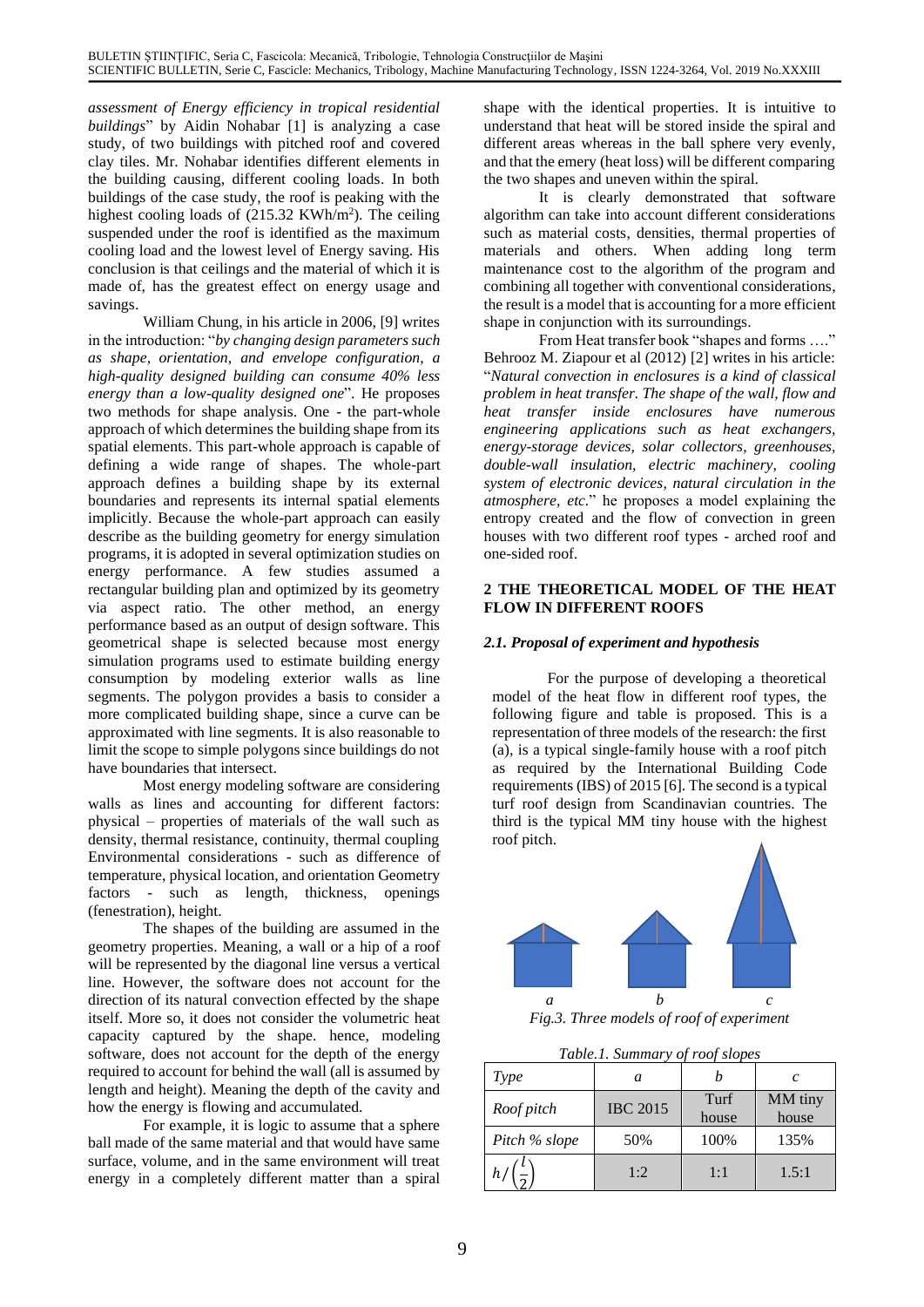*assessment of Energy efficiency in tropical residential buildings*" by Aidin Nohabar [1] is analyzing a case study, of two buildings with pitched roof and covered clay tiles. Mr. Nohabar identifies different elements in the building causing, different cooling loads. In both buildings of the case study, the roof is peaking with the highest cooling loads of (215.32 KWh/m$^2$). The ceiling suspended under the roof is identified as the maximum cooling load and the lowest level of Energy saving. His conclusion is that ceilings and the material of which it is made of, has the greatest effect on energy usage and savings.

William Chung, in his article in 2006, [9] writes in the introduction: "*by changing design parameters such as shape, orientation, and envelope configuration, a high-quality designed building can consume 40% less energy than a low-quality designed one*". He proposes two methods for shape analysis. One - the part-whole approach of which determines the building shape from its spatial elements. This part-whole approach is capable of defining a wide range of shapes. The whole-part approach defines a building shape by its external boundaries and represents its internal spatial elements implicitly. Because the whole-part approach can easily describe as the building geometry for energy simulation programs, it is adopted in several optimization studies on energy performance. A few studies assumed a rectangular building plan and optimized by its geometry via aspect ratio. The other method, an energy performance based as an output of design software. This geometrical shape is selected because most energy simulation programs used to estimate building energy consumption by modeling exterior walls as line segments. The polygon provides a basis to consider a more complicated building shape, since a curve can be approximated with line segments. It is also reasonable to limit the scope to simple polygons since buildings do not have boundaries that intersect.

Most energy modeling software are considering walls as lines and accounting for different factors: physical – properties of materials of the wall such as density, thermal resistance, continuity, thermal coupling Environmental considerations - such as difference of temperature, physical location, and orientation Geometry factors - such as length, thickness, openings (fenestration), height.

The shapes of the building are assumed in the geometry properties. Meaning, a wall or a hip of a roof will be represented by the diagonal line versus a vertical line. However, the software does not account for the direction of its natural convection effected by the shape itself. More so, it does not consider the volumetric heat capacity captured by the shape. hence, modeling software, does not account for the depth of the energy required to account for behind the wall (all is assumed by length and height). Meaning the depth of the cavity and how the energy is flowing and accumulated.

For example, it is logic to assume that a sphere ball made of the same material and that would have same surface, volume, and in the same environment will treat energy in a completely different matter than a spiral shape with the identical properties. It is intuitive to understand that heat will be stored inside the spiral and different areas whereas in the ball sphere very evenly, and that the emery (heat loss) will be different comparing the two shapes and uneven within the spiral.

It is clearly demonstrated that software algorithm can take into account different considerations such as material costs, densities, thermal properties of materials and others. When adding long term maintenance cost to the algorithm of the program and combining all together with conventional considerations, the result is a model that is accounting for a more efficient shape in conjunction with its surroundings.

From Heat transfer book "shapes and forms …." Behrooz M. Ziapour et al (2012) [2] writes in his article: "*Natural convection in enclosures is a kind of classical problem in heat transfer. The shape of the wall, flow and heat transfer inside enclosures have numerous engineering applications such as heat exchangers, energy-storage devices, solar collectors, greenhouses, double-wall insulation, electric machinery, cooling system of electronic devices, natural circulation in the atmosphere, etc.*" he proposes a model explaining the entropy created and the flow of convection in green houses with two different roof types - arched roof and one-sided roof.

## 2 THE THEORETICAL MODEL OF THE HEAT FLOW IN DIFFERENT ROOFS

### *2.1. Proposal of experiment and hypothesis*

For the purpose of developing a theoretical model of the heat flow in different roof types, the following figure and table is proposed. This is a representation of three models of the research: the first (a), is a typical single-family house with a roof pitch as required by the International Building Code requirements (IBS) of 2015 [6]. The second is a typical turf roof design from Scandinavian countries. The third is the typical MM tiny house with the highest roof pitch.

*a* *b* *c*

*Fig.3. Three models of roof of experiment*

*Table.1. Summary of roof slopes*

| *Type* | *a* | *b* | *c* |
|---|---|---|---|
| *Roof pitch* | IBC 2015 | Turf house | MM tiny house |
| *Pitch % slope* | 50% | 100% | 135% |
| $h/\left(\frac{l}{2}\right)$ | 1:2 | 1:1 | 1.5:1 |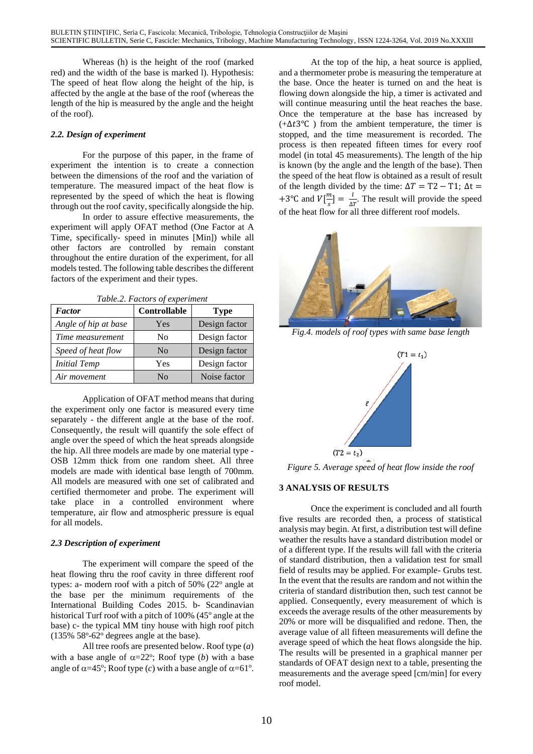Whereas (h) is the height of the roof (marked red) and the width of the base is marked l). Hypothesis: The speed of heat flow along the height of the hip, is affected by the angle at the base of the roof (whereas the length of the hip is measured by the angle and the height of the roof).

### *2.2. Design of experiment*

For the purpose of this paper, in the frame of experiment the intention is to create a connection between the dimensions of the roof and the variation of temperature. The measured impact of the heat flow is represented by the speed of which the heat is flowing through out the roof cavity, specifically alongside the hip.

In order to assure effective measurements, the experiment will apply OFAT method (One Factor at A Time, specifically- speed in minutes [Min]) while all other factors are controlled by remain constant throughout the entire duration of the experiment, for all models tested. The following table describes the different factors of the experiment and their types.

*Table.2. Factors of experiment*

| *Factor* | Controllable | Type |
|---|---|---|
| *Angle of hip at base* | Yes | Design factor |
| *Time measurement* | No | Design factor |
| *Speed of heat flow* | No | Design factor |
| *Initial Temp* | Yes | Design factor |
| *Air movement* | No | Noise factor |

Application of OFAT method means that during the experiment only one factor is measured every time separately - the different angle at the base of the roof. Consequently, the result will quantify the sole effect of angle over the speed of which the heat spreads alongside the hip. All three models are made by one material type - OSB 12mm thick from one random sheet. All three models are made with identical base length of 700mm. All models are measured with one set of calibrated and certified thermometer and probe. The experiment will take place in a controlled environment where temperature, air flow and atmospheric pressure is equal for all models.

### *2.3 Description of experiment*

The experiment will compare the speed of the heat flowing thru the roof cavity in three different roof types: a- modern roof with a pitch of 50% (22° angle at the base per the minimum requirements of the International Building Codes 2015. b- Scandinavian historical Turf roof with a pitch of 100% (45° angle at the base) c- the typical MM tiny house with high roof pitch (135% 58°-62° degrees angle at the base).

All tree roofs are presented below. Roof type (*a*) with a base angle of $\alpha$=22°; Roof type (*b*) with a base angle of $\alpha$=45°; Roof type (*c*) with a base angle of $\alpha$=61°.

At the top of the hip, a heat source is applied, and a thermometer probe is measuring the temperature at the base. Once the heater is turned on and the heat is flowing down alongside the hip, a timer is activated and will continue measuring until the heat reaches the base. Once the temperature at the base has increased by ($+\Delta t3$°C ) from the ambient temperature, the timer is stopped, and the time measurement is recorded. The process is then repeated fifteen times for every roof model (in total 45 measurements). The length of the hip is known (by the angle and the length of the base). Then the speed of the heat flow is obtained as a result of result of the length divided by the time: $\Delta T = T2 - T1$; $\Delta t = +3$°C and $V[\frac{m}{s}] = \frac{l}{\Delta T}$. The result will provide the speed of the heat flow for all three different roof models.

*Fig.4. models of roof types with same base length*

$(T1 = t_1)$

$\ell$

$(T2 = t_2)$

*Figure 5. Average speed of heat flow inside the roof*

## 3 ANALYSIS OF RESULTS

Once the experiment is concluded and all fourth five results are recorded then, a process of statistical analysis may begin. At first, a distribution test will define weather the results have a standard distribution model or of a different type. If the results will fall with the criteria of standard distribution, then a validation test for small field of results may be applied. For example- Grubs test. In the event that the results are random and not within the criteria of standard distribution then, such test cannot be applied. Consequently, every measurement of which is exceeds the average results of the other measurements by 20% or more will be disqualified and redone. Then, the average value of all fifteen measurements will define the average speed of which the heat flows alongside the hip. The results will be presented in a graphical manner per standards of OFAT design next to a table, presenting the measurements and the average speed [cm/min] for every roof model.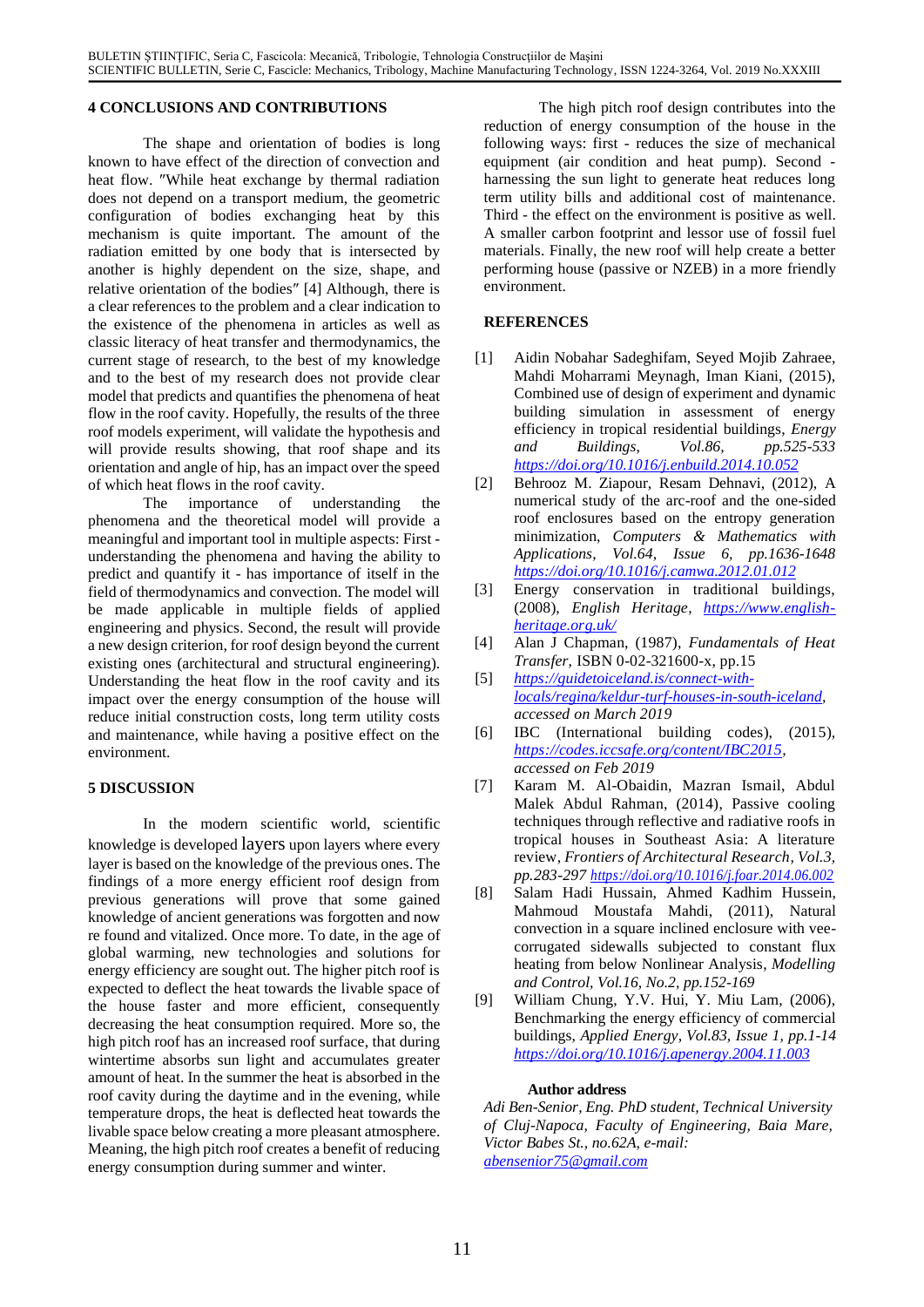## 4 CONCLUSIONS AND CONTRIBUTIONS

The shape and orientation of bodies is long known to have effect of the direction of convection and heat flow. ″While heat exchange by thermal radiation does not depend on a transport medium, the geometric configuration of bodies exchanging heat by this mechanism is quite important. The amount of the radiation emitted by one body that is intersected by another is highly dependent on the size, shape, and relative orientation of the bodies″ [4] Although, there is a clear references to the problem and a clear indication to the existence of the phenomena in articles as well as classic literacy of heat transfer and thermodynamics, the current stage of research, to the best of my knowledge and to the best of my research does not provide clear model that predicts and quantifies the phenomena of heat flow in the roof cavity. Hopefully, the results of the three roof models experiment, will validate the hypothesis and will provide results showing, that roof shape and its orientation and angle of hip, has an impact over the speed of which heat flows in the roof cavity.

The importance of understanding the phenomena and the theoretical model will provide a meaningful and important tool in multiple aspects: First - understanding the phenomena and having the ability to predict and quantify it - has importance of itself in the field of thermodynamics and convection. The model will be made applicable in multiple fields of applied engineering and physics. Second, the result will provide a new design criterion, for roof design beyond the current existing ones (architectural and structural engineering). Understanding the heat flow in the roof cavity and its impact over the energy consumption of the house will reduce initial construction costs, long term utility costs and maintenance, while having a positive effect on the environment.

## 5 DISCUSSION

In the modern scientific world, scientific knowledge is developed layers upon layers where every layer is based on the knowledge of the previous ones. The findings of a more energy efficient roof design from previous generations will prove that some gained knowledge of ancient generations was forgotten and now re found and vitalized. Once more. To date, in the age of global warming, new technologies and solutions for energy efficiency are sought out. The higher pitch roof is expected to deflect the heat towards the livable space of the house faster and more efficient, consequently decreasing the heat consumption required. More so, the high pitch roof has an increased roof surface, that during wintertime absorbs sun light and accumulates greater amount of heat. In the summer the heat is absorbed in the roof cavity during the daytime and in the evening, while temperature drops, the heat is deflected heat towards the livable space below creating a more pleasant atmosphere. Meaning, the high pitch roof creates a benefit of reducing energy consumption during summer and winter.

The high pitch roof design contributes into the reduction of energy consumption of the house in the following ways: first - reduces the size of mechanical equipment (air condition and heat pump). Second - harnessing the sun light to generate heat reduces long term utility bills and additional cost of maintenance. Third - the effect on the environment is positive as well. A smaller carbon footprint and lessor use of fossil fuel materials. Finally, the new roof will help create a better performing house (passive or NZEB) in a more friendly environment.

## REFERENCES

[1] Aidin Nobahar Sadeghifam, Seyed Mojib Zahraee, Mahdi Moharrami Meynagh, Iman Kiani, (2015), Combined use of design of experiment and dynamic building simulation in assessment of energy efficiency in tropical residential buildings, *Energy and Buildings, Vol.86, pp.525-533* https://doi.org/10.1016/j.enbuild.2014.10.052

[2] Behrooz M. Ziapour, Resam Dehnavi, (2012), A numerical study of the arc-roof and the one-sided roof enclosures based on the entropy generation minimization, *Computers & Mathematics with Applications, Vol.64, Issue 6, pp.1636-1648* https://doi.org/10.1016/j.camwa.2012.01.012

[3] Energy conservation in traditional buildings, (2008), *English Heritage*, https://www.english-heritage.org.uk/

[4] Alan J Chapman, (1987), *Fundamentals of Heat Transfer*, ISBN 0-02-321600-x, pp.15

[5] https://guidetoiceland.is/connect-with-locals/regina/keldur-turf-houses-in-south-iceland, *accessed on March 2019*

[6] IBC (International building codes), (2015), https://codes.iccsafe.org/content/IBC2015, *accessed on Feb 2019*

[7] Karam M. Al-Obaidin, Mazran Ismail, Abdul Malek Abdul Rahman, (2014), Passive cooling techniques through reflective and radiative roofs in tropical houses in Southeast Asia: A literature review, *Frontiers of Architectural Research, Vol.3, pp.283-297* https://doi.org/10.1016/j.foar.2014.06.002

[8] Salam Hadi Hussain, Ahmed Kadhim Hussein, Mahmoud Moustafa Mahdi, (2011), Natural convection in a square inclined enclosure with vee-corrugated sidewalls subjected to constant flux heating from below Nonlinear Analysis, *Modelling and Control, Vol.16, No.2, pp.152-169*

[9] William Chung, Y.V. Hui, Y. Miu Lam, (2006), Benchmarking the energy efficiency of commercial buildings, *Applied Energy, Vol.83, Issue 1, pp.1-14* https://doi.org/10.1016/j.apenergy.2004.11.003

**Author address**

*Adi Ben-Senior, Eng. PhD student, Technical University of Cluj-Napoca, Faculty of Engineering, Baia Mare, Victor Babes St., no.62A, e-mail:* abensenior75@gmail.com